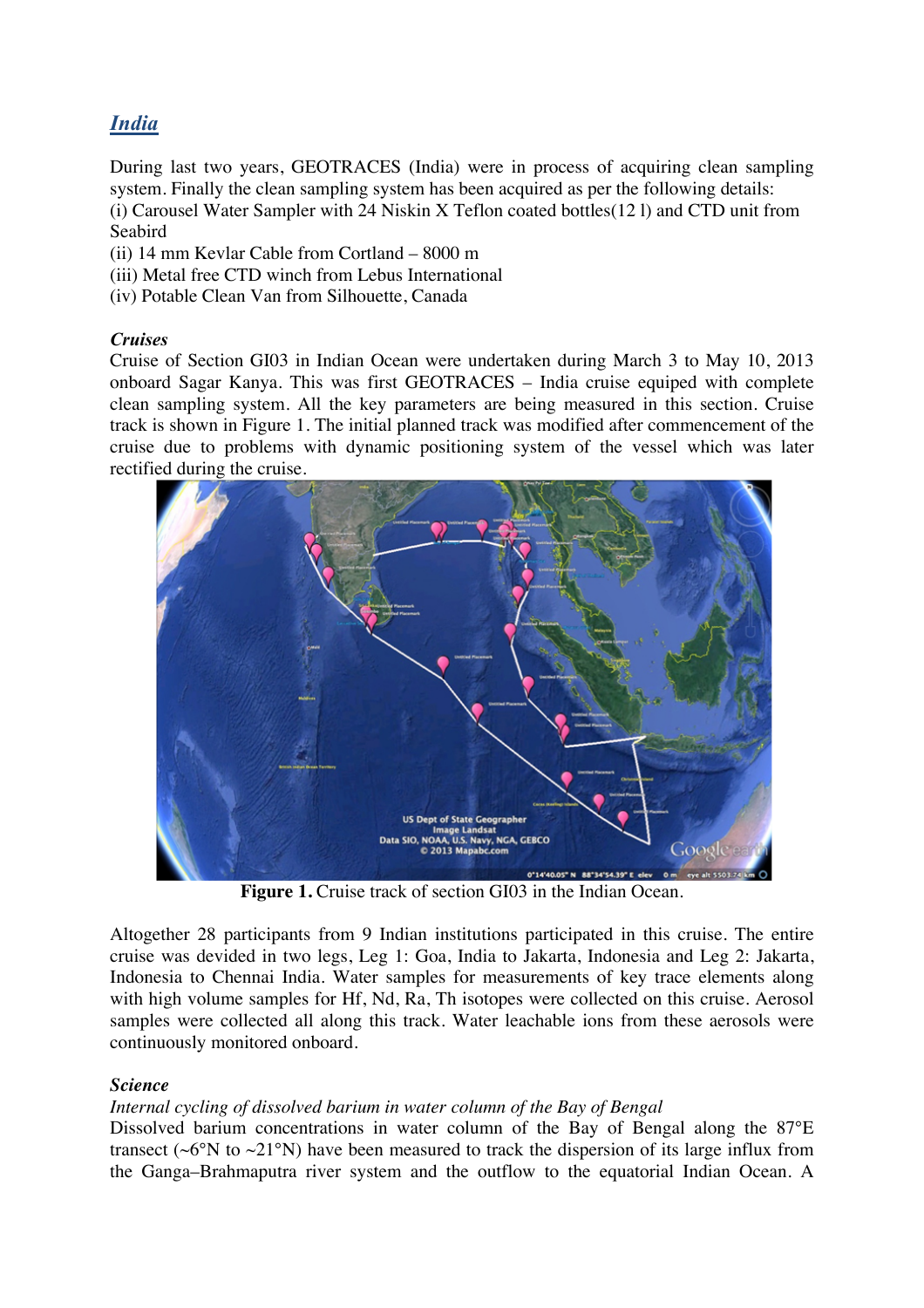## *India*

During last two years, GEOTRACES (India) were in process of acquiring clean sampling system. Finally the clean sampling system has been acquired as per the following details:
(i) Carousel Water Sampler with 24 Niskin X Teflon coated bottles(12 l) and CTD unit from Seabird
(ii) 14 mm Kevlar Cable from Cortland – 8000 m
(iii) Metal free CTD winch from Lebus International
(iv) Potable Clean Van from Silhouette, Canada

### *Cruises*

Cruise of Section GI03 in Indian Ocean were undertaken during March 3 to May 10, 2013 onboard Sagar Kanya. This was first GEOTRACES – India cruise equiped with complete clean sampling system. All the key parameters are being measured in this section. Cruise track is shown in Figure 1. The initial planned track was modified after commencement of the cruise due to problems with dynamic positioning system of the vessel which was later rectified during the cruise.

**Figure 1.** Cruise track of section GI03 in the Indian Ocean.

Altogether 28 participants from 9 Indian institutions participated in this cruise. The entire cruise was devided in two legs, Leg 1: Goa, India to Jakarta, Indonesia and Leg 2: Jakarta, Indonesia to Chennai India. Water samples for measurements of key trace elements along with high volume samples for Hf, Nd, Ra, Th isotopes were collected on this cruise. Aerosol samples were collected all along this track. Water leachable ions from these aerosols were continuously monitored onboard.

### *Science*

*Internal cycling of dissolved barium in water column of the Bay of Bengal*

Dissolved barium concentrations in water column of the Bay of Bengal along the 87°E transect (~6°N to ~21°N) have been measured to track the dispersion of its large influx from the Ganga–Brahmaputra river system and the outflow to the equatorial Indian Ocean. A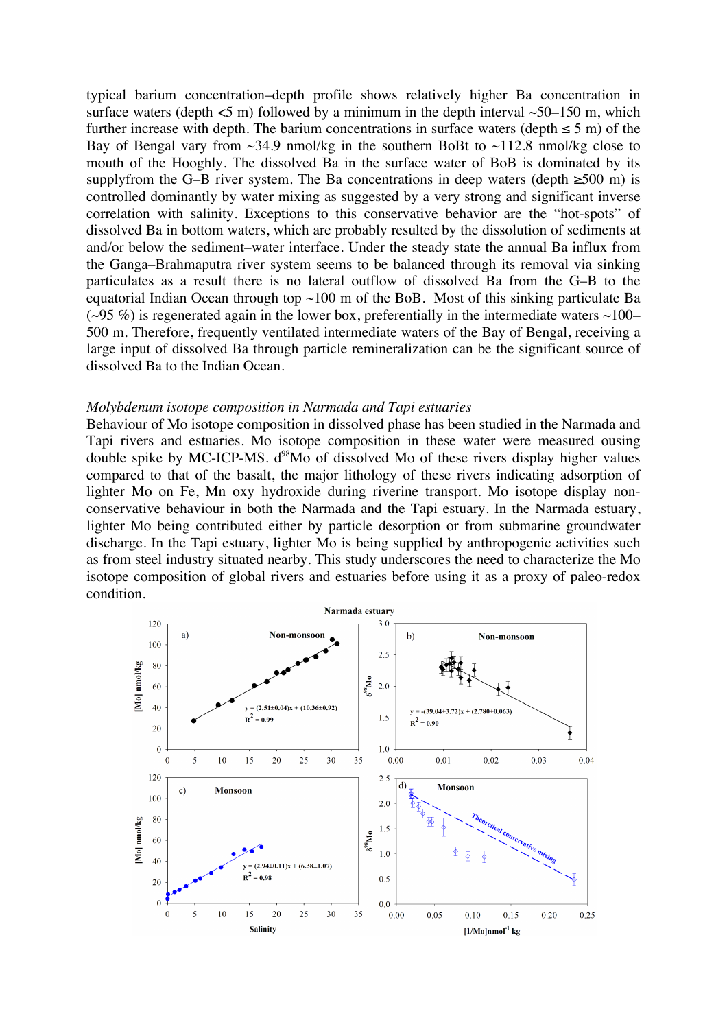typical barium concentration–depth profile shows relatively higher Ba concentration in surface waters (depth <5 m) followed by a minimum in the depth interval ~50–150 m, which further increase with depth. The barium concentrations in surface waters (depth ≤ 5 m) of the Bay of Bengal vary from ~34.9 nmol/kg in the southern BoBt to ~112.8 nmol/kg close to mouth of the Hooghly. The dissolved Ba in the surface water of BoB is dominated by its supplyfrom the G–B river system. The Ba concentrations in deep waters (depth ≥500 m) is controlled dominantly by water mixing as suggested by a very strong and significant inverse correlation with salinity. Exceptions to this conservative behavior are the "hot-spots" of dissolved Ba in bottom waters, which are probably resulted by the dissolution of sediments at and/or below the sediment–water interface. Under the steady state the annual Ba influx from the Ganga–Brahmaputra river system seems to be balanced through its removal via sinking particulates as a result there is no lateral outflow of dissolved Ba from the G–B to the equatorial Indian Ocean through top ~100 m of the BoB. Most of this sinking particulate Ba (~95 %) is regenerated again in the lower box, preferentially in the intermediate waters ~100–500 m. Therefore, frequently ventilated intermediate waters of the Bay of Bengal, receiving a large input of dissolved Ba through particle remineralization can be the significant source of dissolved Ba to the Indian Ocean.

*Molybdenum isotope composition in Narmada and Tapi estuaries*

Behaviour of Mo isotope composition in dissolved phase has been studied in the Narmada and Tapi rivers and estuaries. Mo isotope composition in these water were measured ousing double spike by MC-ICP-MS. $d^{98}$Mo of dissolved Mo of these rivers display higher values compared to that of the basalt, the major lithology of these rivers indicating adsorption of lighter Mo on Fe, Mn oxy hydroxide during riverine transport. Mo isotope display non-conservative behaviour in both the Narmada and the Tapi estuary. In the Narmada estuary, lighter Mo being contributed either by particle desorption or from submarine groundwater discharge. In the Tapi estuary, lighter Mo is being supplied by anthropogenic activities such as from steel industry situated nearby. This study underscores the need to characterize the Mo isotope composition of global rivers and estuaries before using it as a proxy of paleo-redox condition.

Narmada estuary

a) Non-monsoon: $y = (2.51\pm0.04)x + (10.36\pm0.92)$, $R^2 = 0.99$

b) Non-monsoon: $y = -(39.04\pm3.72)x + (2.780\pm0.063)$, $R^2 = 0.90$

c) Monsoon: $y = (2.94\pm0.11)x + (6.38\pm1.07)$, $R^2 = 0.98$

d) Monsoon: Theoretical conservative mixing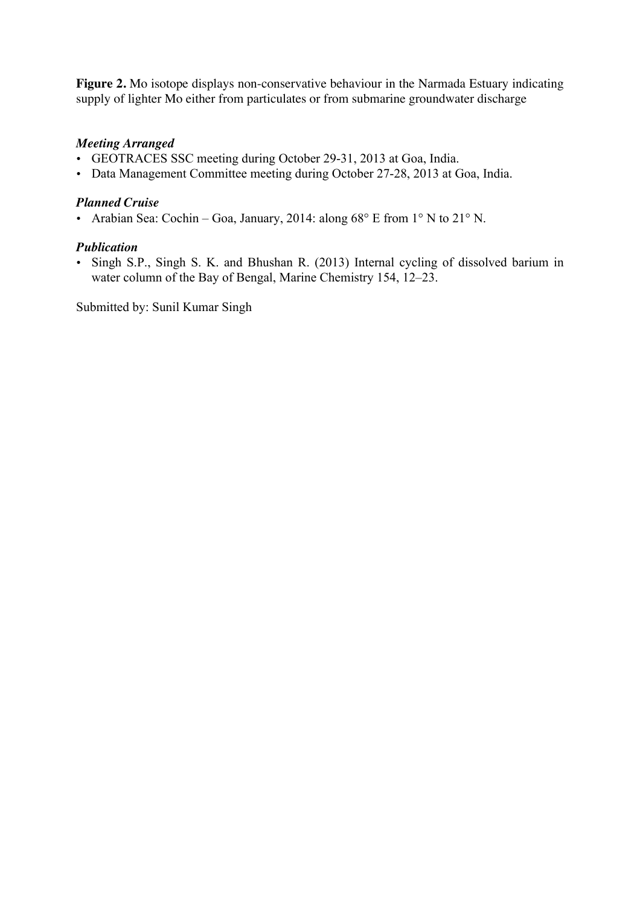**Figure 2.** Mo isotope displays non-conservative behaviour in the Narmada Estuary indicating supply of lighter Mo either from particulates or from submarine groundwater discharge

### *Meeting Arranged*

- GEOTRACES SSC meeting during October 29-31, 2013 at Goa, India.
- Data Management Committee meeting during October 27-28, 2013 at Goa, India.

### *Planned Cruise*

- Arabian Sea: Cochin – Goa, January, 2014: along 68° E from 1° N to 21° N.

### *Publication*

- Singh S.P., Singh S. K. and Bhushan R. (2013) Internal cycling of dissolved barium in water column of the Bay of Bengal, Marine Chemistry 154, 12–23.

Submitted by: Sunil Kumar Singh